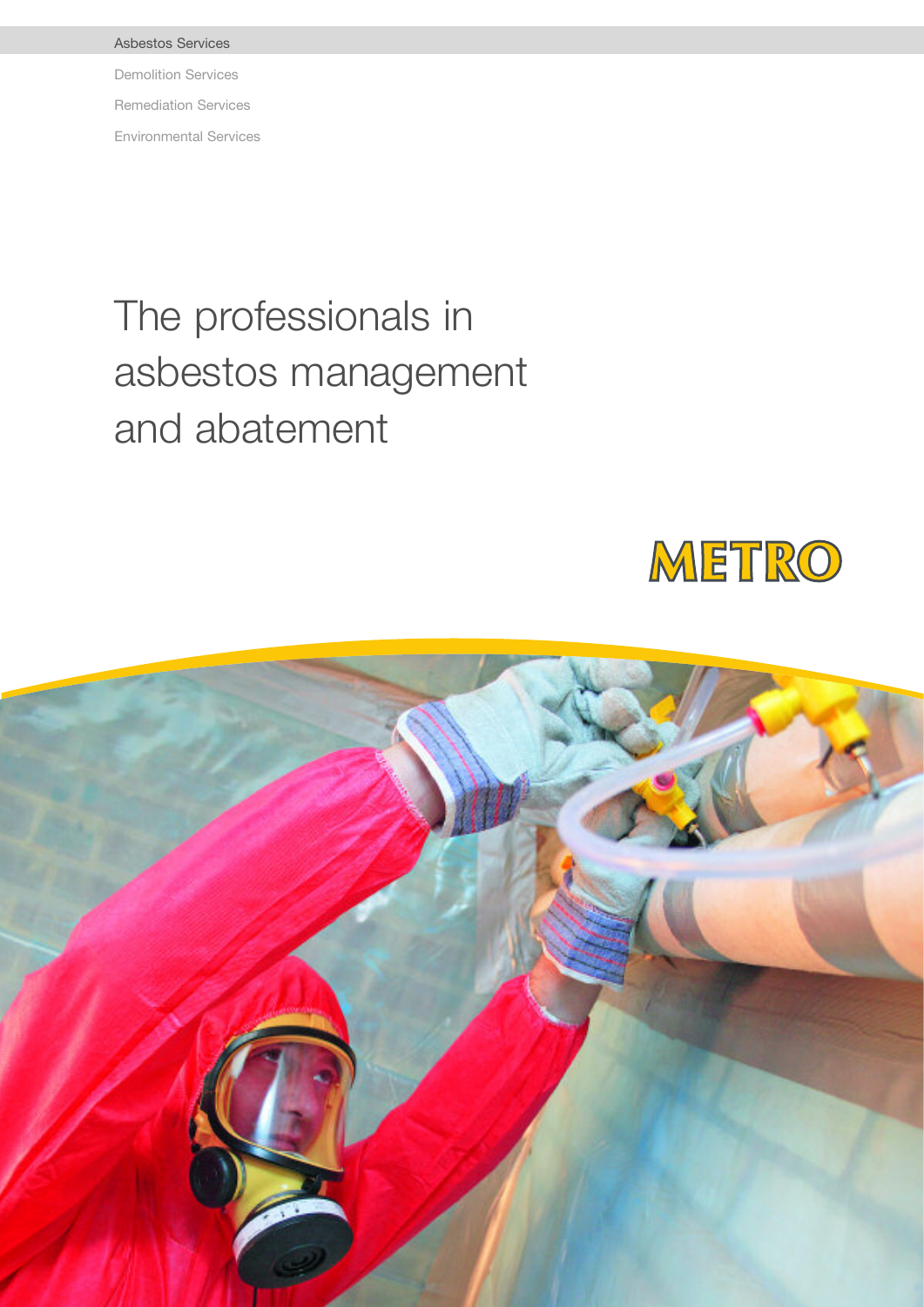Asbestos Services

Demolition Services

Remediation Services

Environmental Services

# The professionals in asbestos management and abatement

METRO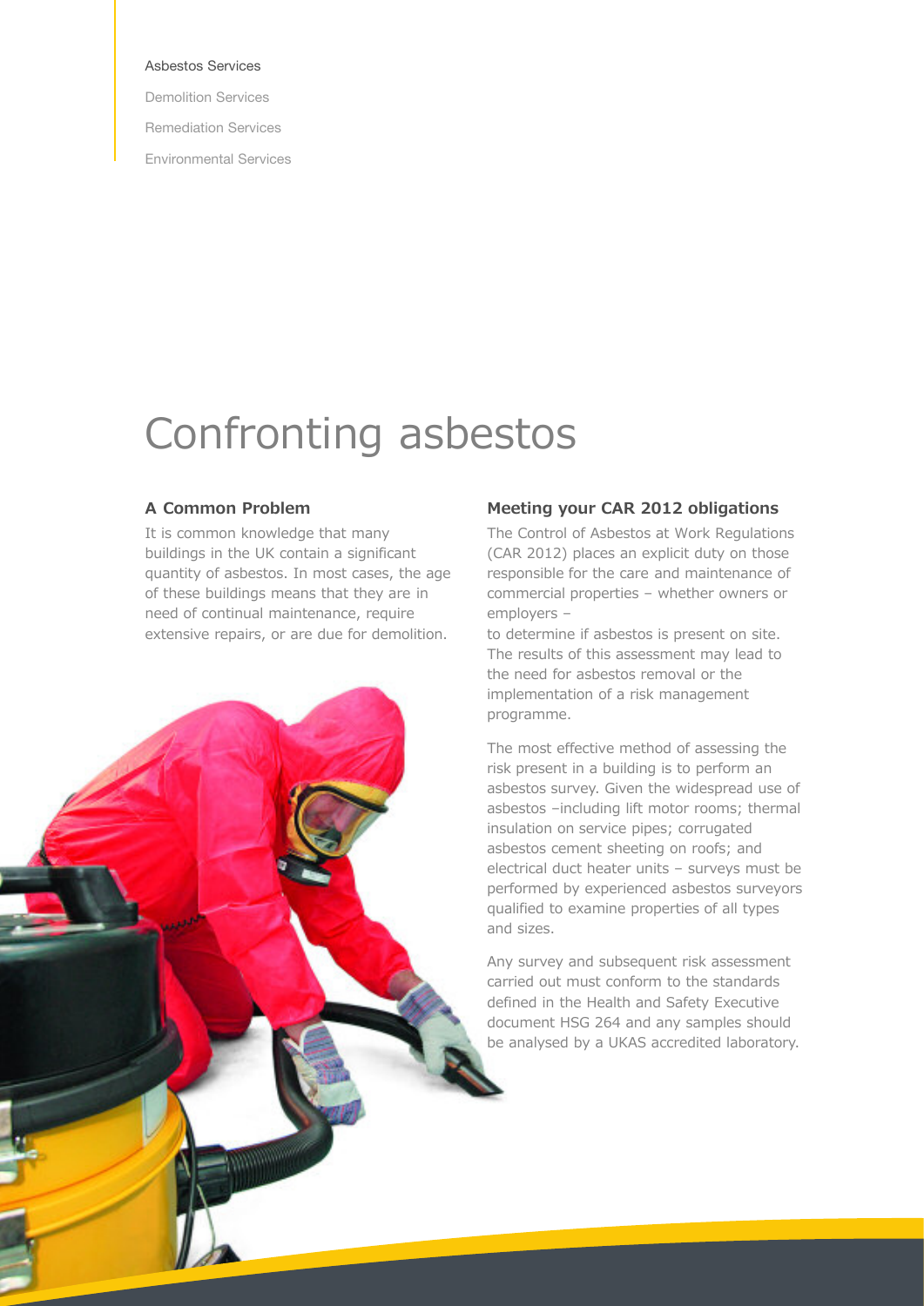Asbestos Services

Demolition Services

Remediation Services

Environmental Services

# Confronting asbestos

### A Common Problem

It is common knowledge that many buildings in the UK contain a significant quantity of asbestos. In most cases, the age of these buildings means that they are in need of continual maintenance, require extensive repairs, or are due for demolition.

### Meeting your CAR 2012 obligations

The Control of Asbestos at Work Regulations (CAR 2012) places an explicit duty on those responsible for the care and maintenance of commercial properties – whether owners or employers –
to determine if asbestos is present on site. The results of this assessment may lead to the need for asbestos removal or the implementation of a risk management programme.

The most effective method of assessing the risk present in a building is to perform an asbestos survey. Given the widespread use of asbestos –including lift motor rooms; thermal insulation on service pipes; corrugated asbestos cement sheeting on roofs; and electrical duct heater units – surveys must be performed by experienced asbestos surveyors qualified to examine properties of all types and sizes.

Any survey and subsequent risk assessment carried out must conform to the standards defined in the Health and Safety Executive document HSG 264 and any samples should be analysed by a UKAS accredited laboratory.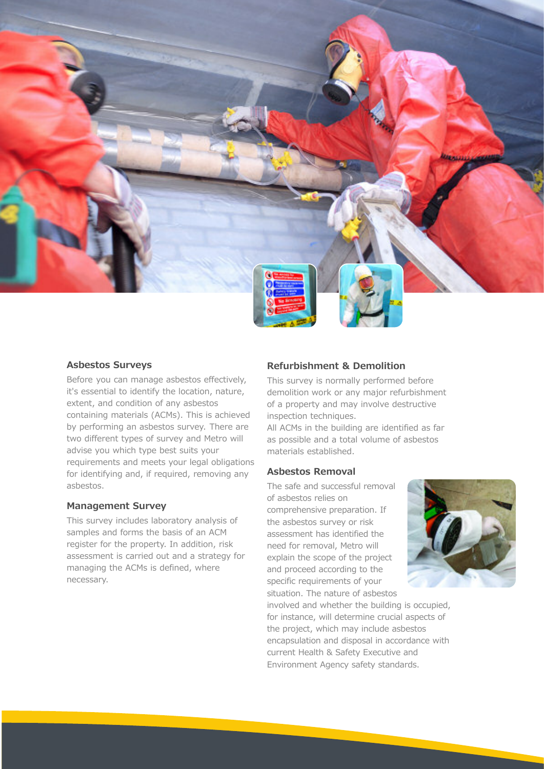## Asbestos Surveys

Before you can manage asbestos effectively, it's essential to identify the location, nature, extent, and condition of any asbestos containing materials (ACMs). This is achieved by performing an asbestos survey. There are two different types of survey and Metro will advise you which type best suits your requirements and meets your legal obligations for identifying and, if required, removing any asbestos.

## Management Survey

This survey includes laboratory analysis of samples and forms the basis of an ACM register for the property. In addition, risk assessment is carried out and a strategy for managing the ACMs is defined, where necessary.

## Refurbishment & Demolition

This survey is normally performed before demolition work or any major refurbishment of a property and may involve destructive inspection techniques.

All ACMs in the building are identified as far as possible and a total volume of asbestos materials established.

## Asbestos Removal

The safe and successful removal of asbestos relies on comprehensive preparation. If the asbestos survey or risk assessment has identified the need for removal, Metro will explain the scope of the project and proceed according to the specific requirements of your situation. The nature of asbestos involved and whether the building is occupied, for instance, will determine crucial aspects of the project, which may include asbestos encapsulation and disposal in accordance with current Health & Safety Executive and Environment Agency safety standards.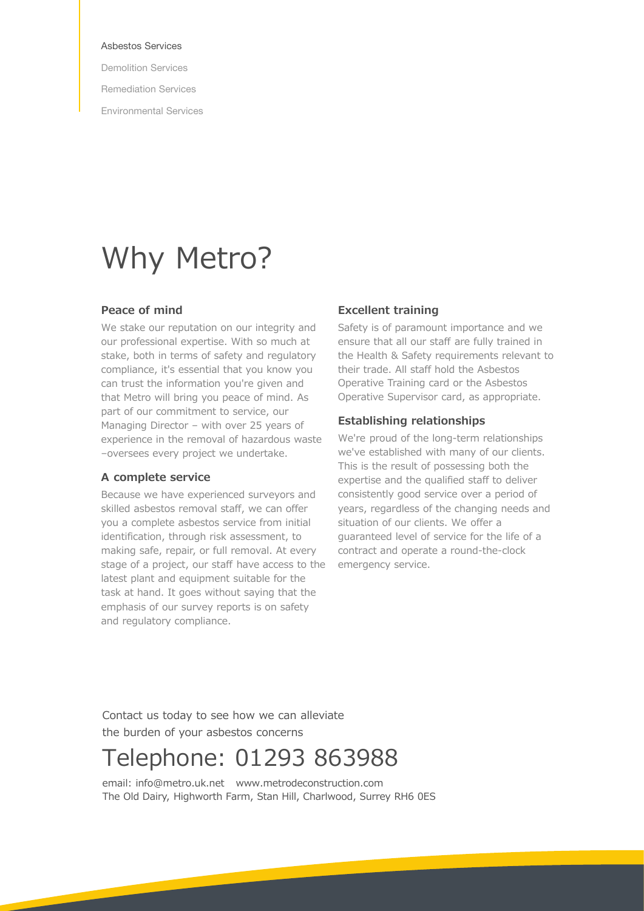Asbestos Services

Demolition Services

Remediation Services

Environmental Services

# Why Metro?

### Peace of mind

We stake our reputation on our integrity and our professional expertise. With so much at stake, both in terms of safety and regulatory compliance, it's essential that you know you can trust the information you're given and that Metro will bring you peace of mind. As part of our commitment to service, our Managing Director – with over 25 years of experience in the removal of hazardous waste –oversees every project we undertake.

### A complete service

Because we have experienced surveyors and skilled asbestos removal staff, we can offer you a complete asbestos service from initial identification, through risk assessment, to making safe, repair, or full removal. At every stage of a project, our staff have access to the latest plant and equipment suitable for the task at hand. It goes without saying that the emphasis of our survey reports is on safety and regulatory compliance.

### Excellent training

Safety is of paramount importance and we ensure that all our staff are fully trained in the Health & Safety requirements relevant to their trade. All staff hold the Asbestos Operative Training card or the Asbestos Operative Supervisor card, as appropriate.

### Establishing relationships

We're proud of the long-term relationships we've established with many of our clients. This is the result of possessing both the expertise and the qualified staff to deliver consistently good service over a period of years, regardless of the changing needs and situation of our clients. We offer a guaranteed level of service for the life of a contract and operate a round-the-clock emergency service.

Contact us today to see how we can alleviate the burden of your asbestos concerns

## Telephone: 01293 863988

email: info@metro.uk.net www.metrodeconstruction.com
The Old Dairy, Highworth Farm, Stan Hill, Charlwood, Surrey RH6 0ES